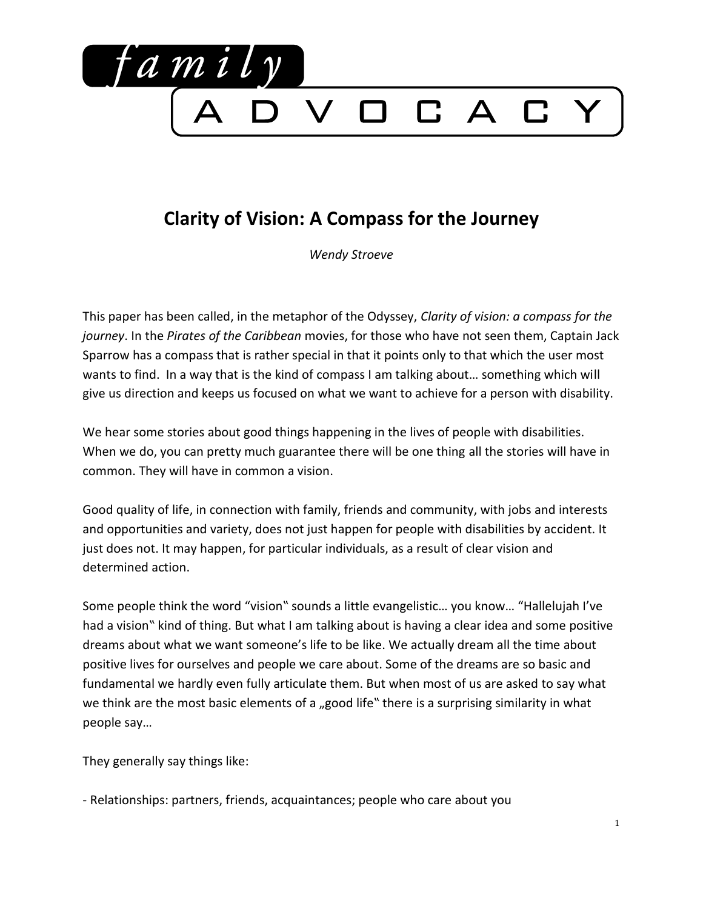# Clarity of Vision: A Compass for the Journey

*Wendy Stroeve*

This paper has been called, in the metaphor of the Odyssey, *Clarity of vision: a compass for the journey*. In the *Pirates of the Caribbean* movies, for those who have not seen them, Captain Jack Sparrow has a compass that is rather special in that it points only to that which the user most wants to find. In a way that is the kind of compass I am talking about… something which will give us direction and keeps us focused on what we want to achieve for a person with disability.

We hear some stories about good things happening in the lives of people with disabilities. When we do, you can pretty much guarantee there will be one thing all the stories will have in common. They will have in common a vision.

Good quality of life, in connection with family, friends and community, with jobs and interests and opportunities and variety, does not just happen for people with disabilities by accident. It just does not. It may happen, for particular individuals, as a result of clear vision and determined action.

Some people think the word "vision" sounds a little evangelistic… you know… "Hallelujah I've had a vision" kind of thing. But what I am talking about is having a clear idea and some positive dreams about what we want someone's life to be like. We actually dream all the time about positive lives for ourselves and people we care about. Some of the dreams are so basic and fundamental we hardly even fully articulate them. But when most of us are asked to say what we think are the most basic elements of a „good life" there is a surprising similarity in what people say…

They generally say things like:

- Relationships: partners, friends, acquaintances; people who care about you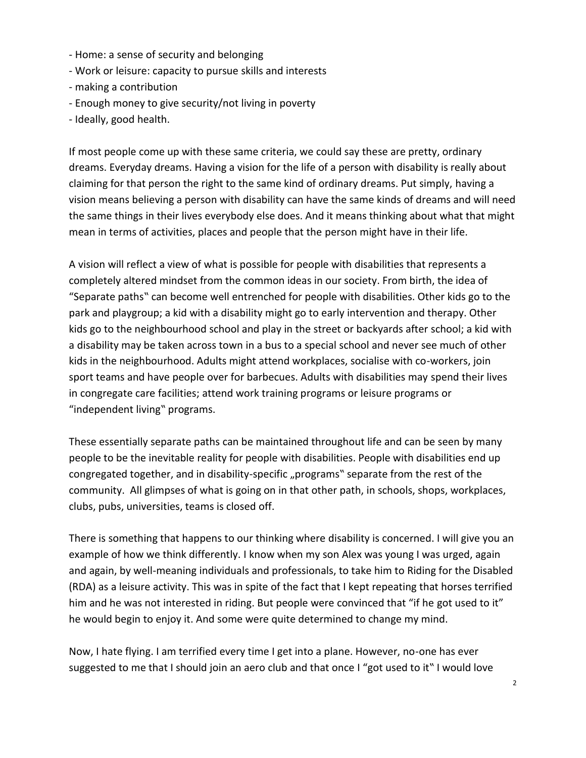- Home: a sense of security and belonging
- Work or leisure: capacity to pursue skills and interests
- making a contribution
- Enough money to give security/not living in poverty
- Ideally, good health.

If most people come up with these same criteria, we could say these are pretty, ordinary dreams. Everyday dreams. Having a vision for the life of a person with disability is really about claiming for that person the right to the same kind of ordinary dreams. Put simply, having a vision means believing a person with disability can have the same kinds of dreams and will need the same things in their lives everybody else does. And it means thinking about what that might mean in terms of activities, places and people that the person might have in their life.

A vision will reflect a view of what is possible for people with disabilities that represents a completely altered mindset from the common ideas in our society. From birth, the idea of "Separate paths‟ can become well entrenched for people with disabilities. Other kids go to the park and playgroup; a kid with a disability might go to early intervention and therapy. Other kids go to the neighbourhood school and play in the street or backyards after school; a kid with a disability may be taken across town in a bus to a special school and never see much of other kids in the neighbourhood. Adults might attend workplaces, socialise with co-workers, join sport teams and have people over for barbecues. Adults with disabilities may spend their lives in congregate care facilities; attend work training programs or leisure programs or "independent living‟ programs.

These essentially separate paths can be maintained throughout life and can be seen by many people to be the inevitable reality for people with disabilities. People with disabilities end up congregated together, and in disability-specific „programs‟ separate from the rest of the community. All glimpses of what is going on in that other path, in schools, shops, workplaces, clubs, pubs, universities, teams is closed off.

There is something that happens to our thinking where disability is concerned. I will give you an example of how we think differently. I know when my son Alex was young I was urged, again and again, by well-meaning individuals and professionals, to take him to Riding for the Disabled (RDA) as a leisure activity. This was in spite of the fact that I kept repeating that horses terrified him and he was not interested in riding. But people were convinced that "if he got used to it" he would begin to enjoy it. And some were quite determined to change my mind.

Now, I hate flying. I am terrified every time I get into a plane. However, no-one has ever suggested to me that I should join an aero club and that once I "got used to it‟ I would love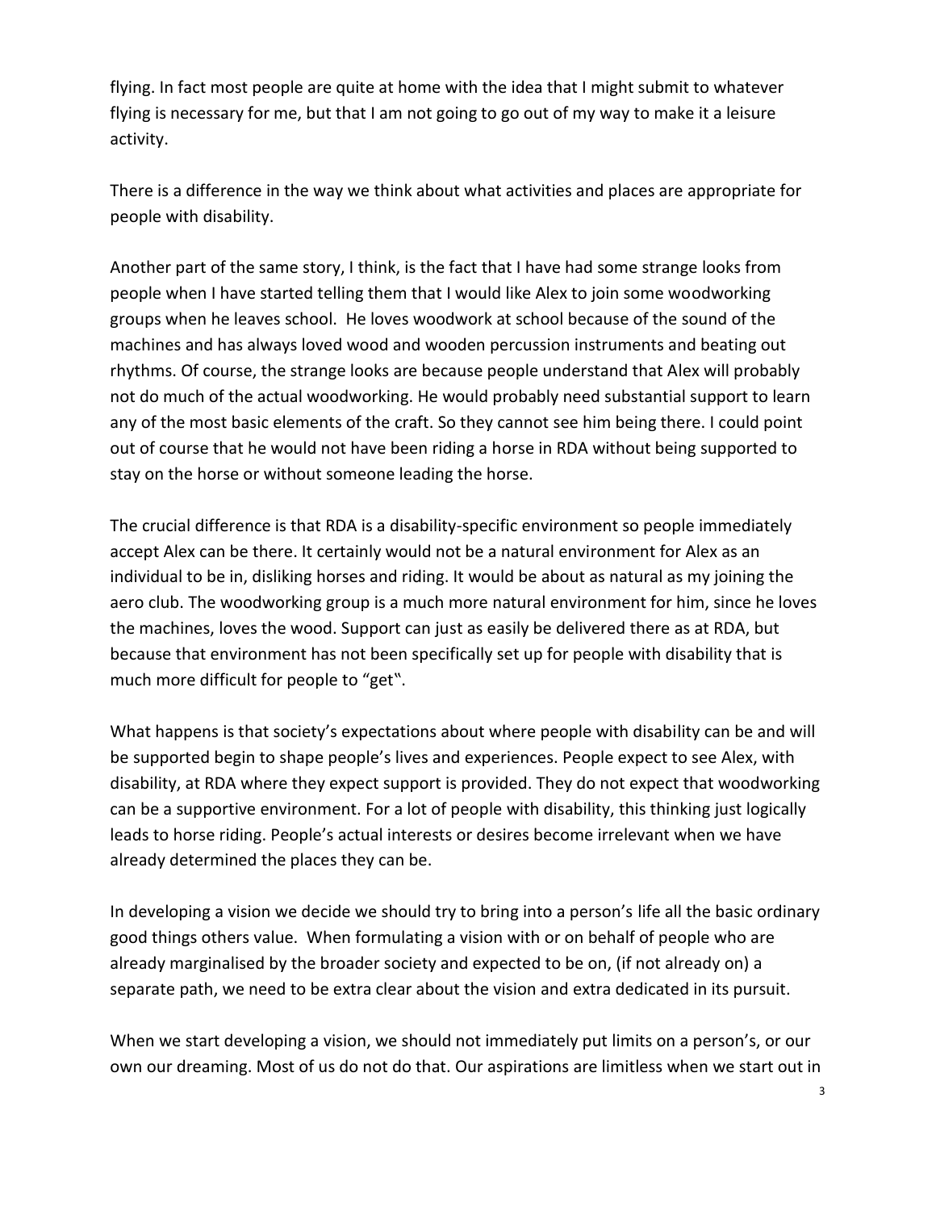flying. In fact most people are quite at home with the idea that I might submit to whatever flying is necessary for me, but that I am not going to go out of my way to make it a leisure activity.

There is a difference in the way we think about what activities and places are appropriate for people with disability.

Another part of the same story, I think, is the fact that I have had some strange looks from people when I have started telling them that I would like Alex to join some woodworking groups when he leaves school. He loves woodwork at school because of the sound of the machines and has always loved wood and wooden percussion instruments and beating out rhythms. Of course, the strange looks are because people understand that Alex will probably not do much of the actual woodworking. He would probably need substantial support to learn any of the most basic elements of the craft. So they cannot see him being there. I could point out of course that he would not have been riding a horse in RDA without being supported to stay on the horse or without someone leading the horse.

The crucial difference is that RDA is a disability-specific environment so people immediately accept Alex can be there. It certainly would not be a natural environment for Alex as an individual to be in, disliking horses and riding. It would be about as natural as my joining the aero club. The woodworking group is a much more natural environment for him, since he loves the machines, loves the wood. Support can just as easily be delivered there as at RDA, but because that environment has not been specifically set up for people with disability that is much more difficult for people to "get".

What happens is that society's expectations about where people with disability can be and will be supported begin to shape people's lives and experiences. People expect to see Alex, with disability, at RDA where they expect support is provided. They do not expect that woodworking can be a supportive environment. For a lot of people with disability, this thinking just logically leads to horse riding. People's actual interests or desires become irrelevant when we have already determined the places they can be.

In developing a vision we decide we should try to bring into a person's life all the basic ordinary good things others value. When formulating a vision with or on behalf of people who are already marginalised by the broader society and expected to be on, (if not already on) a separate path, we need to be extra clear about the vision and extra dedicated in its pursuit.

When we start developing a vision, we should not immediately put limits on a person's, or our own our dreaming. Most of us do not do that. Our aspirations are limitless when we start out in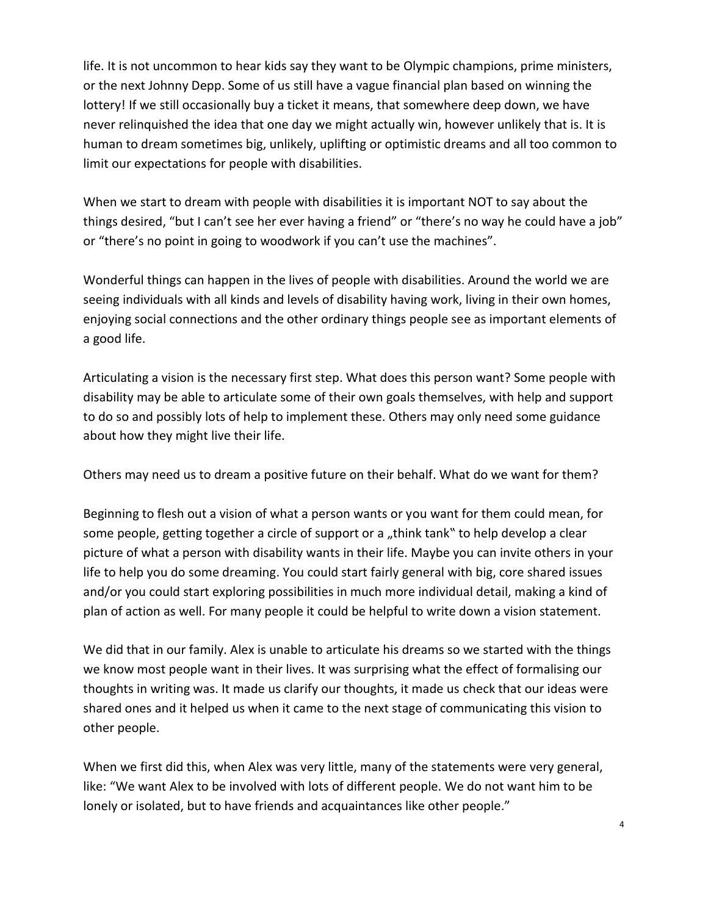life. It is not uncommon to hear kids say they want to be Olympic champions, prime ministers, or the next Johnny Depp. Some of us still have a vague financial plan based on winning the lottery! If we still occasionally buy a ticket it means, that somewhere deep down, we have never relinquished the idea that one day we might actually win, however unlikely that is. It is human to dream sometimes big, unlikely, uplifting or optimistic dreams and all too common to limit our expectations for people with disabilities.

When we start to dream with people with disabilities it is important NOT to say about the things desired, "but I can't see her ever having a friend" or "there's no way he could have a job" or "there's no point in going to woodwork if you can't use the machines".

Wonderful things can happen in the lives of people with disabilities. Around the world we are seeing individuals with all kinds and levels of disability having work, living in their own homes, enjoying social connections and the other ordinary things people see as important elements of a good life.

Articulating a vision is the necessary first step. What does this person want? Some people with disability may be able to articulate some of their own goals themselves, with help and support to do so and possibly lots of help to implement these. Others may only need some guidance about how they might live their life.

Others may need us to dream a positive future on their behalf. What do we want for them?

Beginning to flesh out a vision of what a person wants or you want for them could mean, for some people, getting together a circle of support or a „think tank" to help develop a clear picture of what a person with disability wants in their life. Maybe you can invite others in your life to help you do some dreaming. You could start fairly general with big, core shared issues and/or you could start exploring possibilities in much more individual detail, making a kind of plan of action as well. For many people it could be helpful to write down a vision statement.

We did that in our family. Alex is unable to articulate his dreams so we started with the things we know most people want in their lives. It was surprising what the effect of formalising our thoughts in writing was. It made us clarify our thoughts, it made us check that our ideas were shared ones and it helped us when it came to the next stage of communicating this vision to other people.

When we first did this, when Alex was very little, many of the statements were very general, like: "We want Alex to be involved with lots of different people. We do not want him to be lonely or isolated, but to have friends and acquaintances like other people."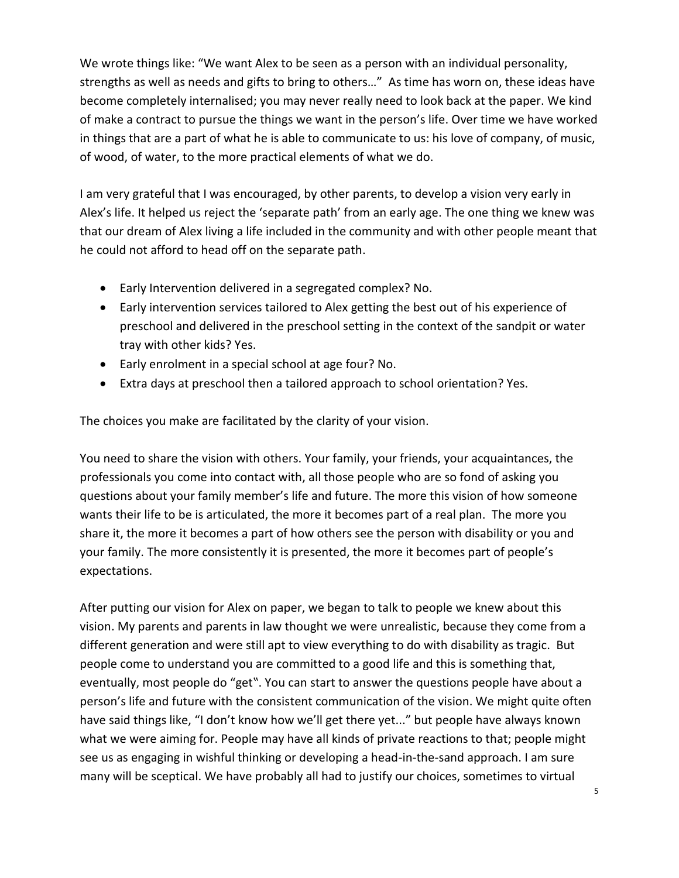We wrote things like: "We want Alex to be seen as a person with an individual personality, strengths as well as needs and gifts to bring to others…" As time has worn on, these ideas have become completely internalised; you may never really need to look back at the paper. We kind of make a contract to pursue the things we want in the person's life. Over time we have worked in things that are a part of what he is able to communicate to us: his love of company, of music, of wood, of water, to the more practical elements of what we do.

I am very grateful that I was encouraged, by other parents, to develop a vision very early in Alex's life. It helped us reject the 'separate path' from an early age. The one thing we knew was that our dream of Alex living a life included in the community and with other people meant that he could not afford to head off on the separate path.

- Early Intervention delivered in a segregated complex? No.
- Early intervention services tailored to Alex getting the best out of his experience of preschool and delivered in the preschool setting in the context of the sandpit or water tray with other kids? Yes.
- Early enrolment in a special school at age four? No.
- Extra days at preschool then a tailored approach to school orientation? Yes.

The choices you make are facilitated by the clarity of your vision.

You need to share the vision with others. Your family, your friends, your acquaintances, the professionals you come into contact with, all those people who are so fond of asking you questions about your family member's life and future. The more this vision of how someone wants their life to be is articulated, the more it becomes part of a real plan. The more you share it, the more it becomes a part of how others see the person with disability or you and your family. The more consistently it is presented, the more it becomes part of people's expectations.

After putting our vision for Alex on paper, we began to talk to people we knew about this vision. My parents and parents in law thought we were unrealistic, because they come from a different generation and were still apt to view everything to do with disability as tragic. But people come to understand you are committed to a good life and this is something that, eventually, most people do "get". You can start to answer the questions people have about a person's life and future with the consistent communication of the vision. We might quite often have said things like, "I don't know how we'll get there yet..." but people have always known what we were aiming for. People may have all kinds of private reactions to that; people might see us as engaging in wishful thinking or developing a head-in-the-sand approach. I am sure many will be sceptical. We have probably all had to justify our choices, sometimes to virtual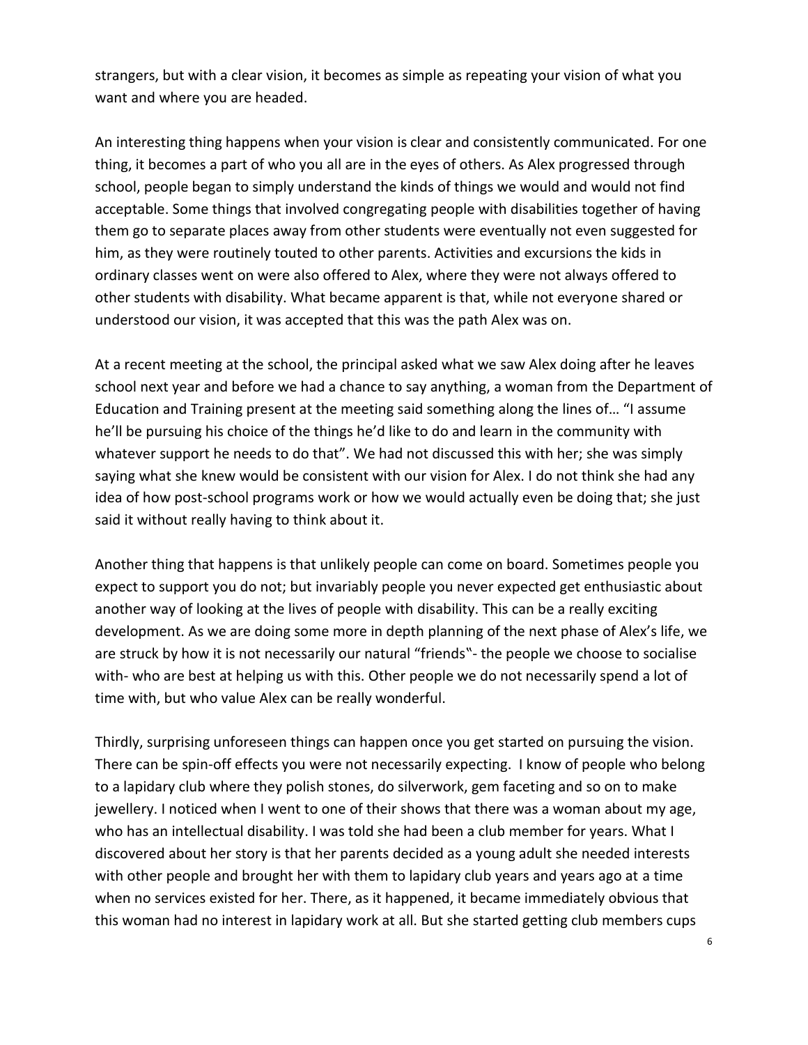strangers, but with a clear vision, it becomes as simple as repeating your vision of what you want and where you are headed.

An interesting thing happens when your vision is clear and consistently communicated. For one thing, it becomes a part of who you all are in the eyes of others. As Alex progressed through school, people began to simply understand the kinds of things we would and would not find acceptable. Some things that involved congregating people with disabilities together of having them go to separate places away from other students were eventually not even suggested for him, as they were routinely touted to other parents. Activities and excursions the kids in ordinary classes went on were also offered to Alex, where they were not always offered to other students with disability. What became apparent is that, while not everyone shared or understood our vision, it was accepted that this was the path Alex was on.

At a recent meeting at the school, the principal asked what we saw Alex doing after he leaves school next year and before we had a chance to say anything, a woman from the Department of Education and Training present at the meeting said something along the lines of… "I assume he'll be pursuing his choice of the things he'd like to do and learn in the community with whatever support he needs to do that". We had not discussed this with her; she was simply saying what she knew would be consistent with our vision for Alex. I do not think she had any idea of how post-school programs work or how we would actually even be doing that; she just said it without really having to think about it.

Another thing that happens is that unlikely people can come on board. Sometimes people you expect to support you do not; but invariably people you never expected get enthusiastic about another way of looking at the lives of people with disability. This can be a really exciting development. As we are doing some more in depth planning of the next phase of Alex's life, we are struck by how it is not necessarily our natural "friends"- the people we choose to socialise with- who are best at helping us with this. Other people we do not necessarily spend a lot of time with, but who value Alex can be really wonderful.

Thirdly, surprising unforeseen things can happen once you get started on pursuing the vision. There can be spin-off effects you were not necessarily expecting. I know of people who belong to a lapidary club where they polish stones, do silverwork, gem faceting and so on to make jewellery. I noticed when I went to one of their shows that there was a woman about my age, who has an intellectual disability. I was told she had been a club member for years. What I discovered about her story is that her parents decided as a young adult she needed interests with other people and brought her with them to lapidary club years and years ago at a time when no services existed for her. There, as it happened, it became immediately obvious that this woman had no interest in lapidary work at all. But she started getting club members cups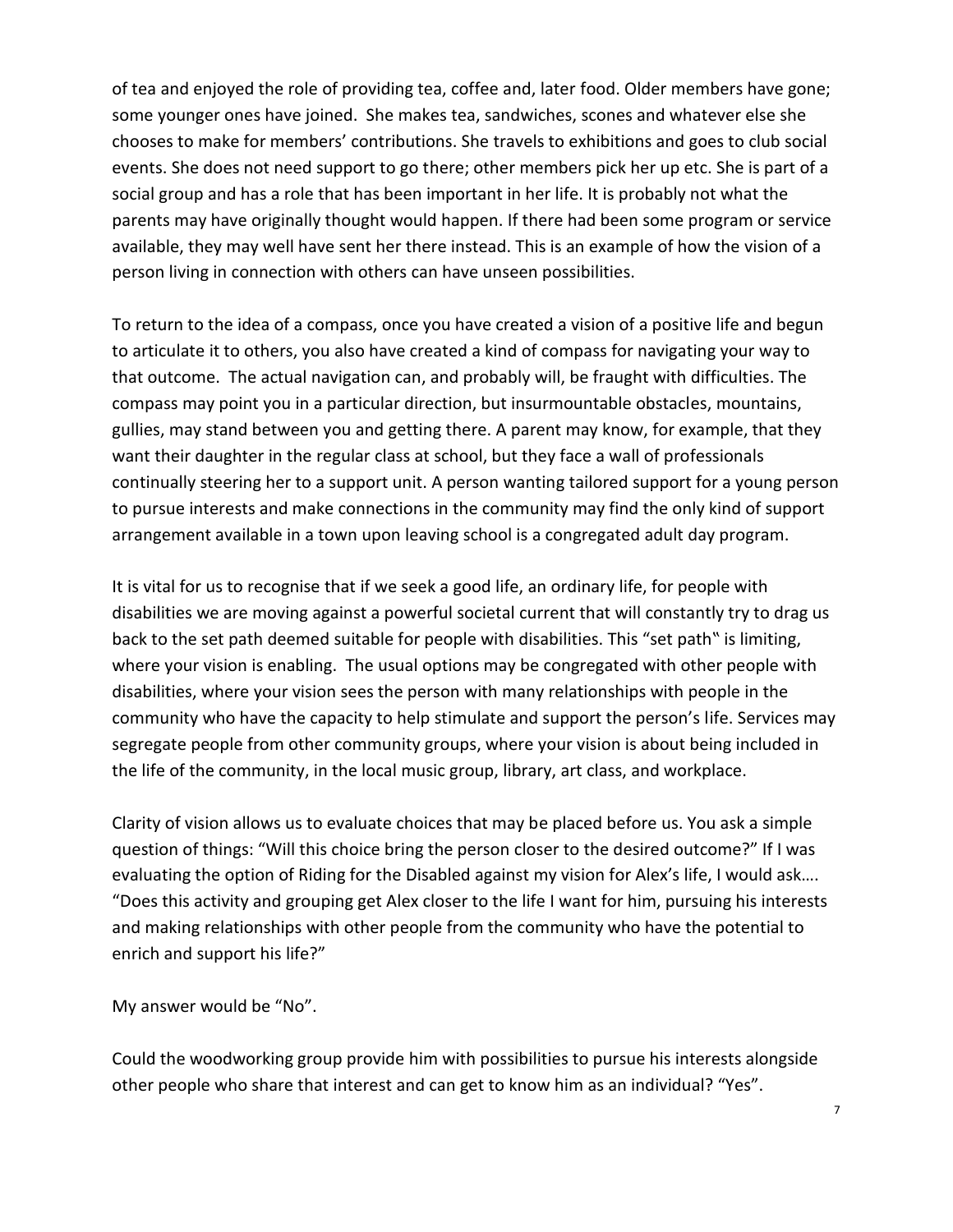of tea and enjoyed the role of providing tea, coffee and, later food. Older members have gone; some younger ones have joined. She makes tea, sandwiches, scones and whatever else she chooses to make for members' contributions. She travels to exhibitions and goes to club social events. She does not need support to go there; other members pick her up etc. She is part of a social group and has a role that has been important in her life. It is probably not what the parents may have originally thought would happen. If there had been some program or service available, they may well have sent her there instead. This is an example of how the vision of a person living in connection with others can have unseen possibilities.

To return to the idea of a compass, once you have created a vision of a positive life and begun to articulate it to others, you also have created a kind of compass for navigating your way to that outcome. The actual navigation can, and probably will, be fraught with difficulties. The compass may point you in a particular direction, but insurmountable obstacles, mountains, gullies, may stand between you and getting there. A parent may know, for example, that they want their daughter in the regular class at school, but they face a wall of professionals continually steering her to a support unit. A person wanting tailored support for a young person to pursue interests and make connections in the community may find the only kind of support arrangement available in a town upon leaving school is a congregated adult day program.

It is vital for us to recognise that if we seek a good life, an ordinary life, for people with disabilities we are moving against a powerful societal current that will constantly try to drag us back to the set path deemed suitable for people with disabilities. This "set path" is limiting, where your vision is enabling. The usual options may be congregated with other people with disabilities, where your vision sees the person with many relationships with people in the community who have the capacity to help stimulate and support the person's life. Services may segregate people from other community groups, where your vision is about being included in the life of the community, in the local music group, library, art class, and workplace.

Clarity of vision allows us to evaluate choices that may be placed before us. You ask a simple question of things: "Will this choice bring the person closer to the desired outcome?" If I was evaluating the option of Riding for the Disabled against my vision for Alex's life, I would ask…. "Does this activity and grouping get Alex closer to the life I want for him, pursuing his interests and making relationships with other people from the community who have the potential to enrich and support his life?"

My answer would be "No".

Could the woodworking group provide him with possibilities to pursue his interests alongside other people who share that interest and can get to know him as an individual? "Yes".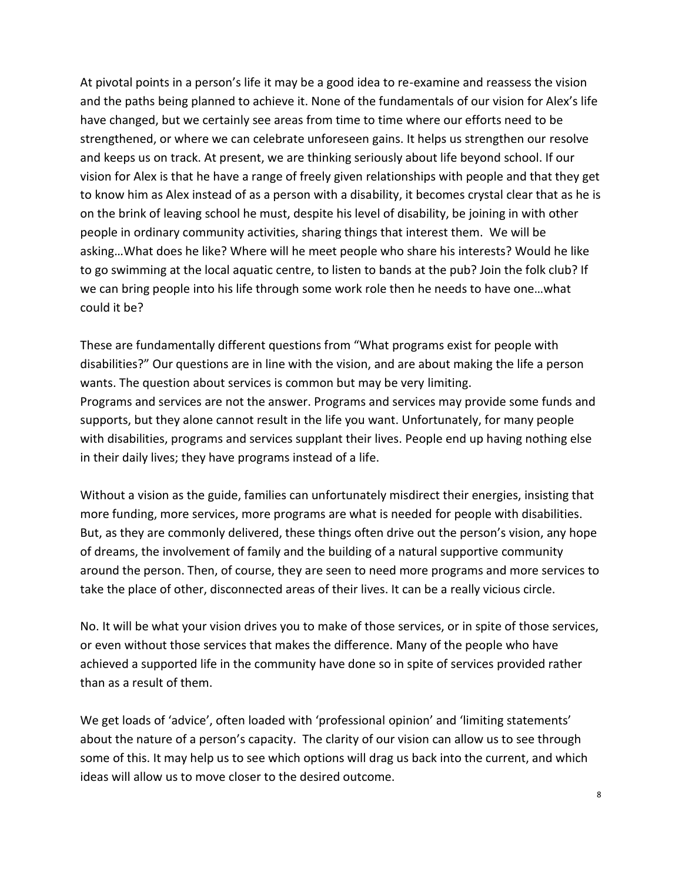At pivotal points in a person's life it may be a good idea to re-examine and reassess the vision and the paths being planned to achieve it. None of the fundamentals of our vision for Alex's life have changed, but we certainly see areas from time to time where our efforts need to be strengthened, or where we can celebrate unforeseen gains. It helps us strengthen our resolve and keeps us on track. At present, we are thinking seriously about life beyond school. If our vision for Alex is that he have a range of freely given relationships with people and that they get to know him as Alex instead of as a person with a disability, it becomes crystal clear that as he is on the brink of leaving school he must, despite his level of disability, be joining in with other people in ordinary community activities, sharing things that interest them. We will be asking…What does he like? Where will he meet people who share his interests? Would he like to go swimming at the local aquatic centre, to listen to bands at the pub? Join the folk club? If we can bring people into his life through some work role then he needs to have one…what could it be?

These are fundamentally different questions from "What programs exist for people with disabilities?" Our questions are in line with the vision, and are about making the life a person wants. The question about services is common but may be very limiting.
Programs and services are not the answer. Programs and services may provide some funds and supports, but they alone cannot result in the life you want. Unfortunately, for many people with disabilities, programs and services supplant their lives. People end up having nothing else in their daily lives; they have programs instead of a life.

Without a vision as the guide, families can unfortunately misdirect their energies, insisting that more funding, more services, more programs are what is needed for people with disabilities. But, as they are commonly delivered, these things often drive out the person's vision, any hope of dreams, the involvement of family and the building of a natural supportive community around the person. Then, of course, they are seen to need more programs and more services to take the place of other, disconnected areas of their lives. It can be a really vicious circle.

No. It will be what your vision drives you to make of those services, or in spite of those services, or even without those services that makes the difference. Many of the people who have achieved a supported life in the community have done so in spite of services provided rather than as a result of them.

We get loads of 'advice', often loaded with 'professional opinion' and 'limiting statements' about the nature of a person's capacity. The clarity of our vision can allow us to see through some of this. It may help us to see which options will drag us back into the current, and which ideas will allow us to move closer to the desired outcome.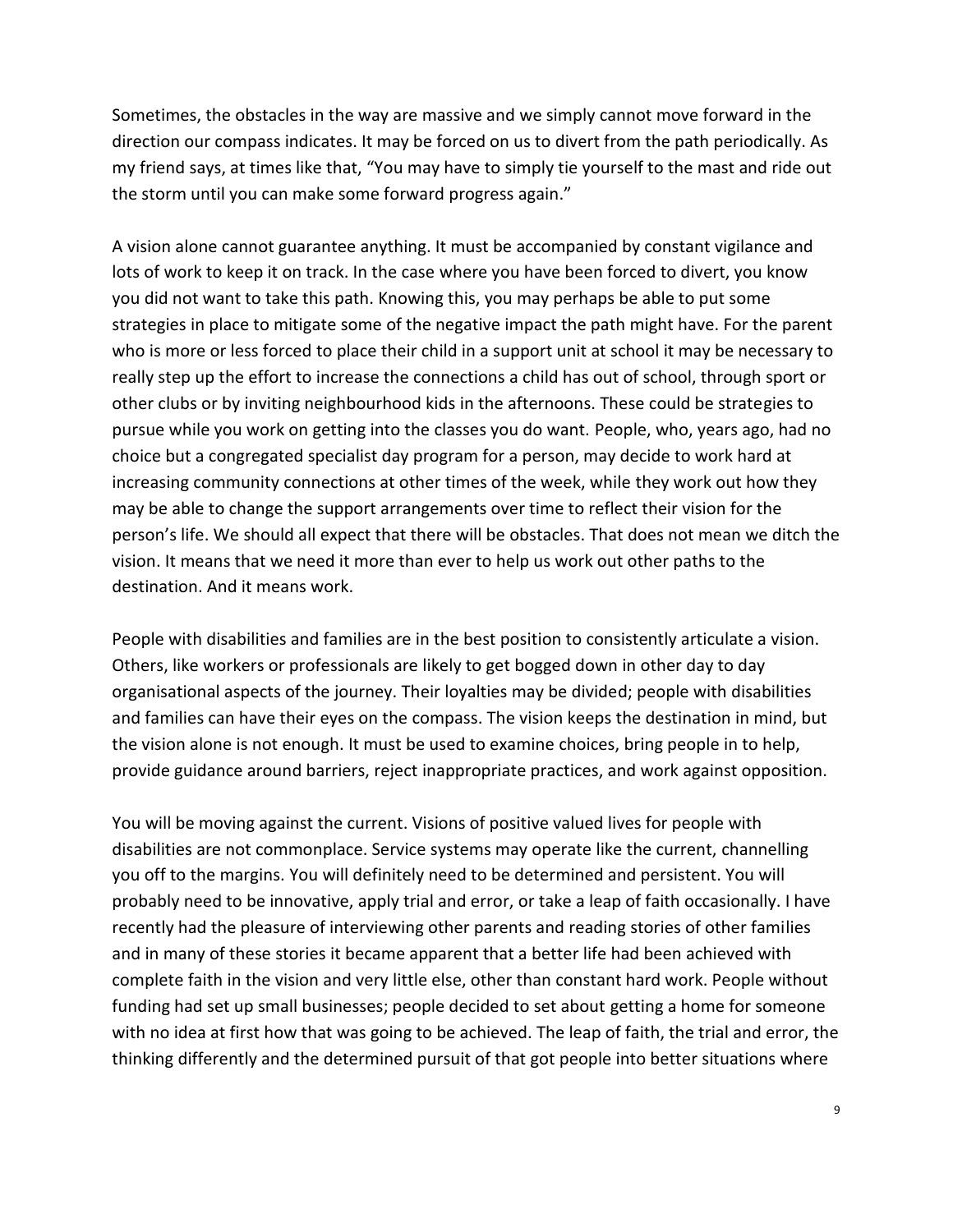Sometimes, the obstacles in the way are massive and we simply cannot move forward in the direction our compass indicates. It may be forced on us to divert from the path periodically. As my friend says, at times like that, "You may have to simply tie yourself to the mast and ride out the storm until you can make some forward progress again."

A vision alone cannot guarantee anything. It must be accompanied by constant vigilance and lots of work to keep it on track. In the case where you have been forced to divert, you know you did not want to take this path. Knowing this, you may perhaps be able to put some strategies in place to mitigate some of the negative impact the path might have. For the parent who is more or less forced to place their child in a support unit at school it may be necessary to really step up the effort to increase the connections a child has out of school, through sport or other clubs or by inviting neighbourhood kids in the afternoons. These could be strategies to pursue while you work on getting into the classes you do want. People, who, years ago, had no choice but a congregated specialist day program for a person, may decide to work hard at increasing community connections at other times of the week, while they work out how they may be able to change the support arrangements over time to reflect their vision for the person's life. We should all expect that there will be obstacles. That does not mean we ditch the vision. It means that we need it more than ever to help us work out other paths to the destination. And it means work.

People with disabilities and families are in the best position to consistently articulate a vision. Others, like workers or professionals are likely to get bogged down in other day to day organisational aspects of the journey. Their loyalties may be divided; people with disabilities and families can have their eyes on the compass. The vision keeps the destination in mind, but the vision alone is not enough. It must be used to examine choices, bring people in to help, provide guidance around barriers, reject inappropriate practices, and work against opposition.

You will be moving against the current. Visions of positive valued lives for people with disabilities are not commonplace. Service systems may operate like the current, channelling you off to the margins. You will definitely need to be determined and persistent. You will probably need to be innovative, apply trial and error, or take a leap of faith occasionally. I have recently had the pleasure of interviewing other parents and reading stories of other families and in many of these stories it became apparent that a better life had been achieved with complete faith in the vision and very little else, other than constant hard work. People without funding had set up small businesses; people decided to set about getting a home for someone with no idea at first how that was going to be achieved. The leap of faith, the trial and error, the thinking differently and the determined pursuit of that got people into better situations where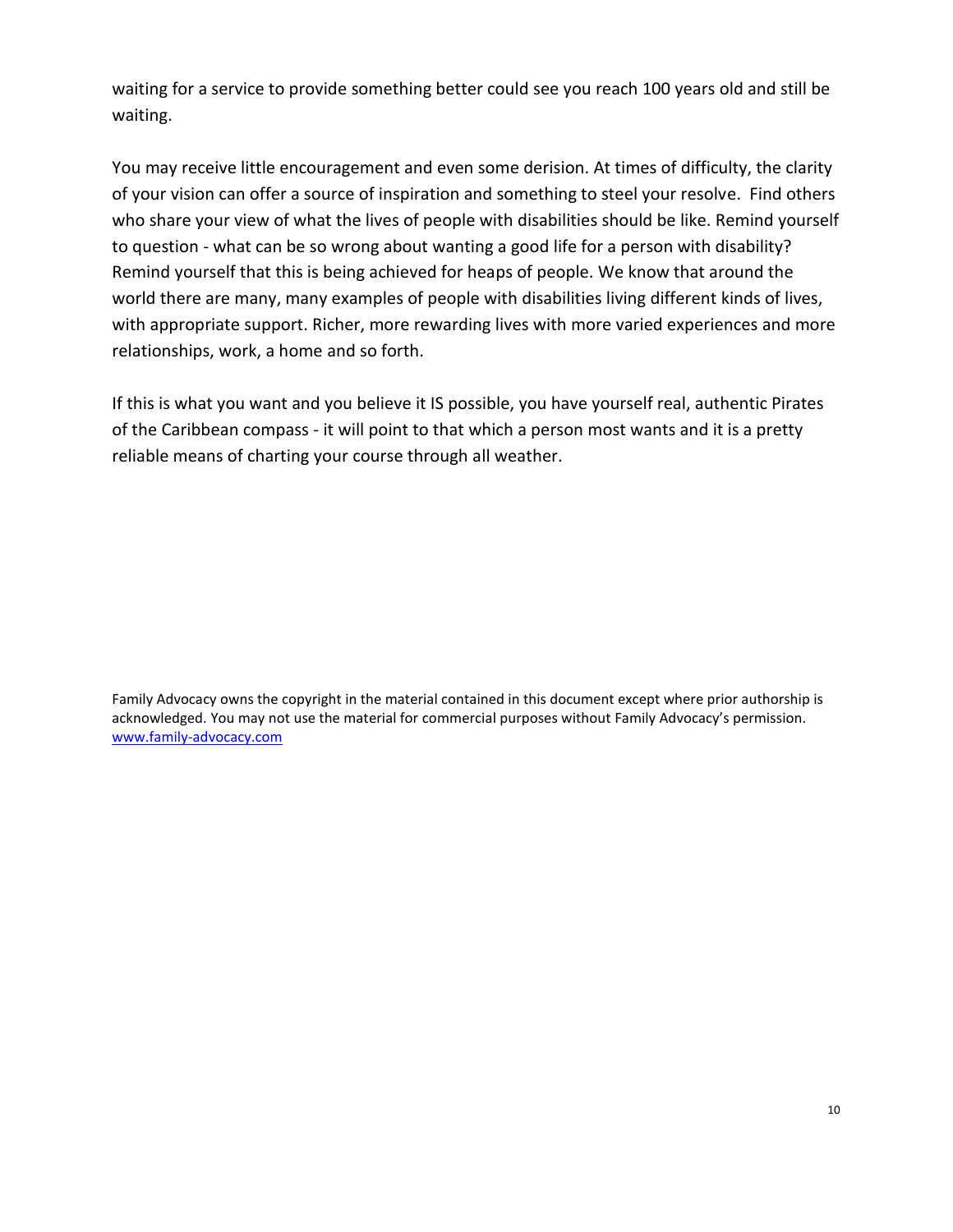waiting for a service to provide something better could see you reach 100 years old and still be waiting.

You may receive little encouragement and even some derision. At times of difficulty, the clarity of your vision can offer a source of inspiration and something to steel your resolve. Find others who share your view of what the lives of people with disabilities should be like. Remind yourself to question - what can be so wrong about wanting a good life for a person with disability? Remind yourself that this is being achieved for heaps of people. We know that around the world there are many, many examples of people with disabilities living different kinds of lives, with appropriate support. Richer, more rewarding lives with more varied experiences and more relationships, work, a home and so forth.

If this is what you want and you believe it IS possible, you have yourself real, authentic Pirates of the Caribbean compass - it will point to that which a person most wants and it is a pretty reliable means of charting your course through all weather.

Family Advocacy owns the copyright in the material contained in this document except where prior authorship is acknowledged. You may not use the material for commercial purposes without Family Advocacy's permission. [www.family-advocacy.com](http://www.family-advocacy.com)